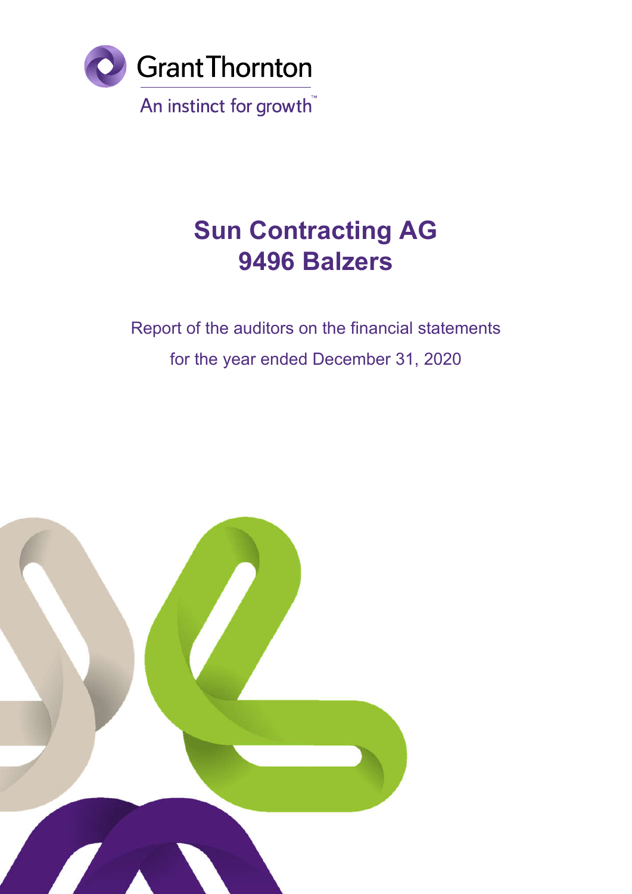Grant Thornton

An instinct for growth™

# Sun Contracting AG
# 9496 Balzers

Report of the auditors on the financial statements

for the year ended December 31, 2020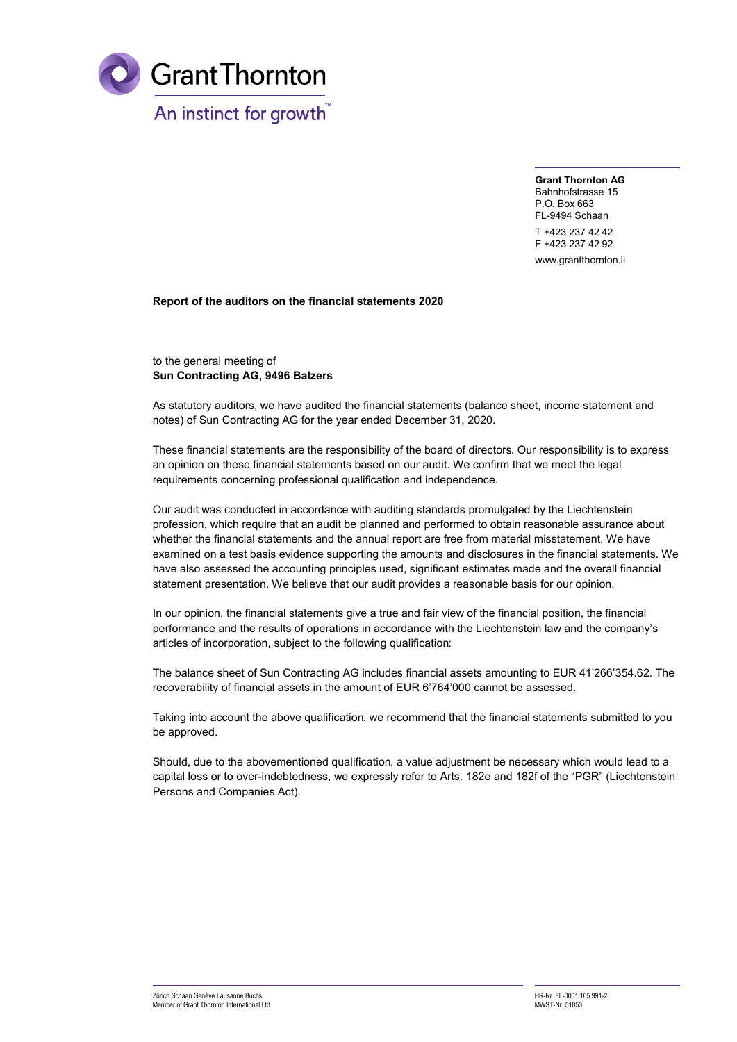**Grant Thornton AG**
Bahnhofstrasse 15
P.O. Box 663
FL-9494 Schaan

T +423 237 42 42
F +423 237 42 92

www.grantthornton.li

**Report of the auditors on the financial statements 2020**

to the general meeting of
**Sun Contracting AG, 9496 Balzers**

As statutory auditors, we have audited the financial statements (balance sheet, income statement and notes) of Sun Contracting AG for the year ended December 31, 2020.

These financial statements are the responsibility of the board of directors. Our responsibility is to express an opinion on these financial statements based on our audit. We confirm that we meet the legal requirements concerning professional qualification and independence.

Our audit was conducted in accordance with auditing standards promulgated by the Liechtenstein profession, which require that an audit be planned and performed to obtain reasonable assurance about whether the financial statements and the annual report are free from material misstatement. We have examined on a test basis evidence supporting the amounts and disclosures in the financial statements. We have also assessed the accounting principles used, significant estimates made and the overall financial statement presentation. We believe that our audit provides a reasonable basis for our opinion.

In our opinion, the financial statements give a true and fair view of the financial position, the financial performance and the results of operations in accordance with the Liechtenstein law and the company's articles of incorporation, subject to the following qualification:

The balance sheet of Sun Contracting AG includes financial assets amounting to EUR 41'266'354.62. The recoverability of financial assets in the amount of EUR 6'764'000 cannot be assessed.

Taking into account the above qualification, we recommend that the financial statements submitted to you be approved.

Should, due to the abovementioned qualification, a value adjustment be necessary which would lead to a capital loss or to over-indebtedness, we expressly refer to Arts. 182e and 182f of the "PGR" (Liechtenstein Persons and Companies Act).

Zürich Schaan Genève Lausanne Buchs
Member of Grant Thornton International Ltd

HR-Nr. FL-0001.105.991-2
MWST-Nr. 51053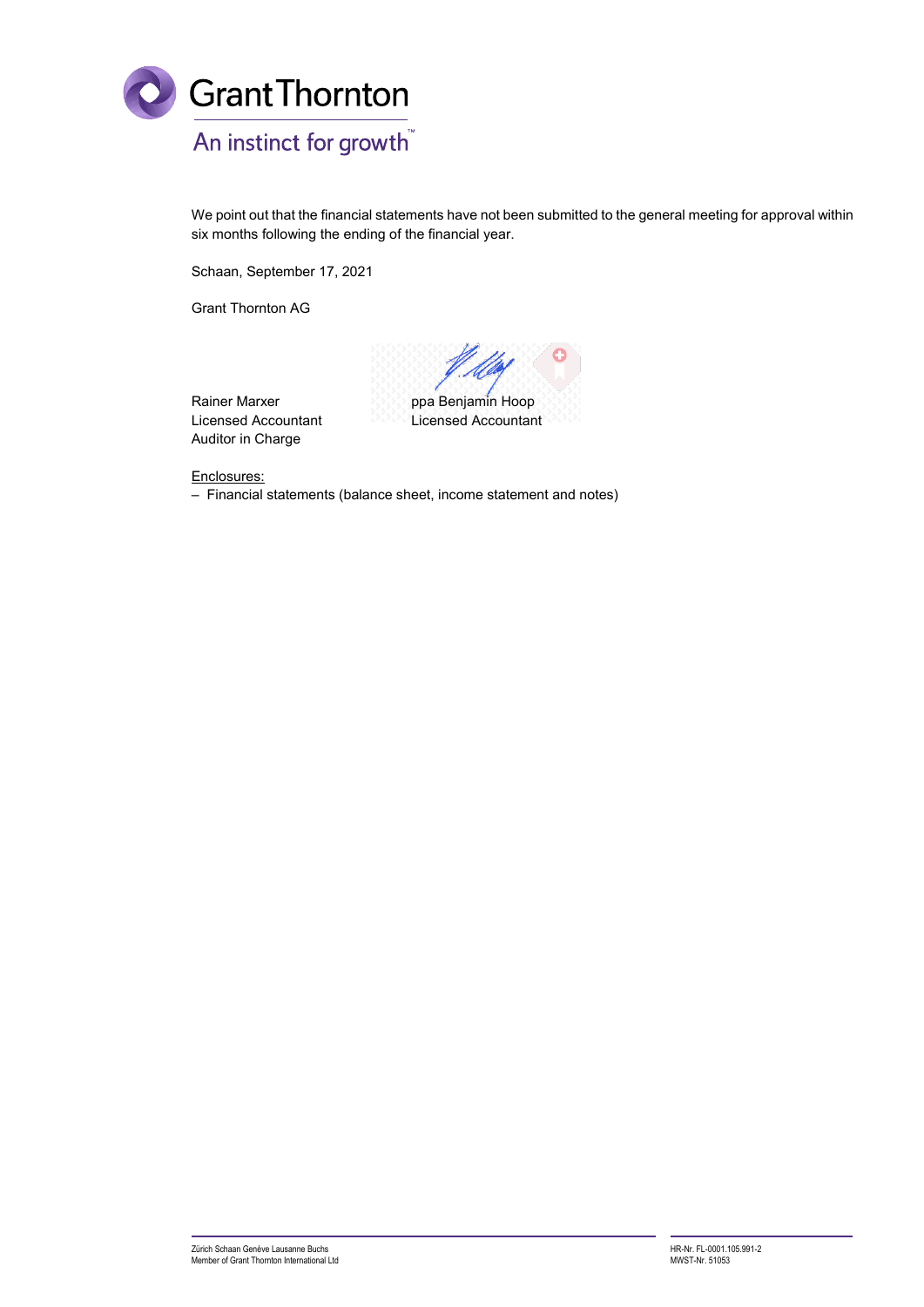We point out that the financial statements have not been submitted to the general meeting for approval within six months following the ending of the financial year.

Schaan, September 17, 2021

Grant Thornton AG

Rainer Marxer
Licensed Accountant
Auditor in Charge

ppa Benjamin Hoop
Licensed Accountant

<u>Enclosures:</u>

– Financial statements (balance sheet, income statement and notes)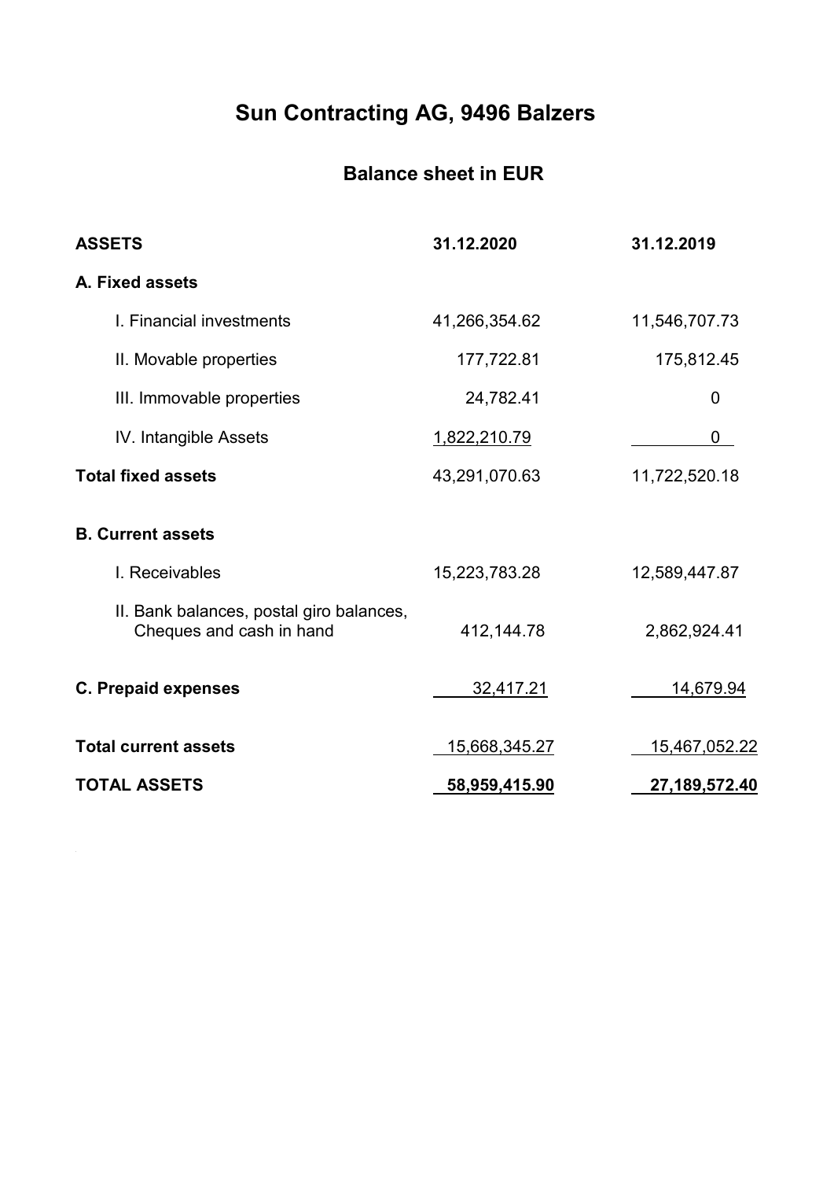# Sun Contracting AG, 9496 Balzers

## Balance sheet in EUR

| ASSETS | 31.12.2020 | 31.12.2019 |
|---|---|---|
| **A. Fixed assets** | | |
| I. Financial investments | 41,266,354.62 | 11,546,707.73 |
| II. Movable properties | 177,722.81 | 175,812.45 |
| III. Immovable properties | 24,782.41 | 0 |
| IV. Intangible Assets | 1,822,210.79 | 0 |
| **Total fixed assets** | 43,291,070.63 | 11,722,520.18 |
| **B. Current assets** | | |
| I. Receivables | 15,223,783.28 | 12,589,447.87 |
| II. Bank balances, postal giro balances, Cheques and cash in hand | 412,144.78 | 2,862,924.41 |
| **C. Prepaid expenses** | 32,417.21 | 14,679.94 |
| **Total current assets** | 15,668,345.27 | 15,467,052.22 |
| **TOTAL ASSETS** | **58,959,415.90** | **27,189,572.40** |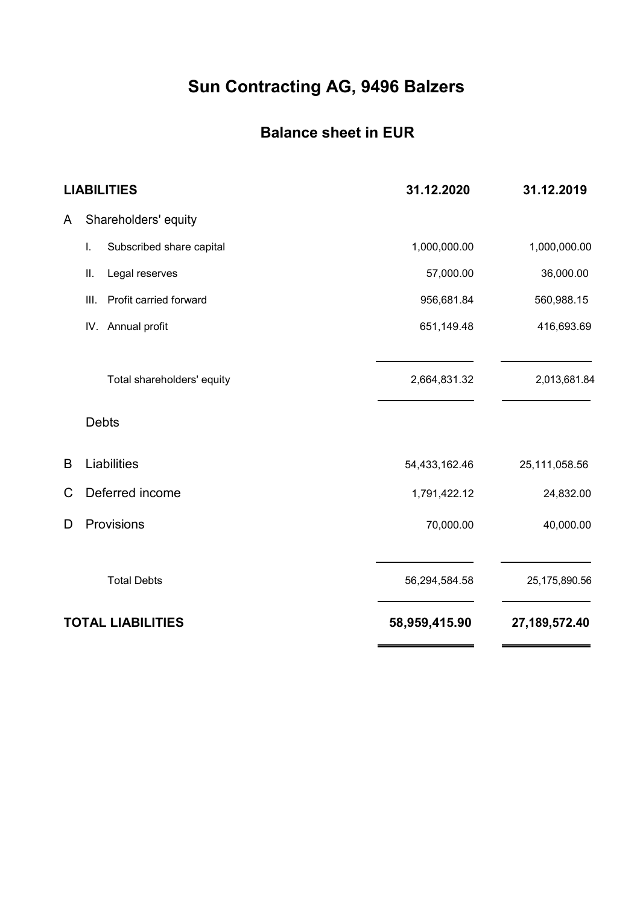# Sun Contracting AG, 9496 Balzers

## Balance sheet in EUR

| LIABILITIES | | | 31.12.2020 | 31.12.2019 |
|---|---|---|---|---|
| A | Shareholders' equity | | | |
| | I. | Subscribed share capital | 1,000,000.00 | 1,000,000.00 |
| | II. | Legal reserves | 57,000.00 | 36,000.00 |
| | III. | Profit carried forward | 956,681.84 | 560,988.15 |
| | IV. | Annual profit | 651,149.48 | 416,693.69 |
| | | Total shareholders' equity | 2,664,831.32 | 2,013,681.84 |
| | Debts | | | |
| B | Liabilities | | 54,433,162.46 | 25,111,058.56 |
| C | Deferred income | | 1,791,422.12 | 24,832.00 |
| D | Provisions | | 70,000.00 | 40,000.00 |
| | | Total Debts | 56,294,584.58 | 25,175,890.56 |
| **TOTAL LIABILITIES** | | | **58,959,415.90** | **27,189,572.40** |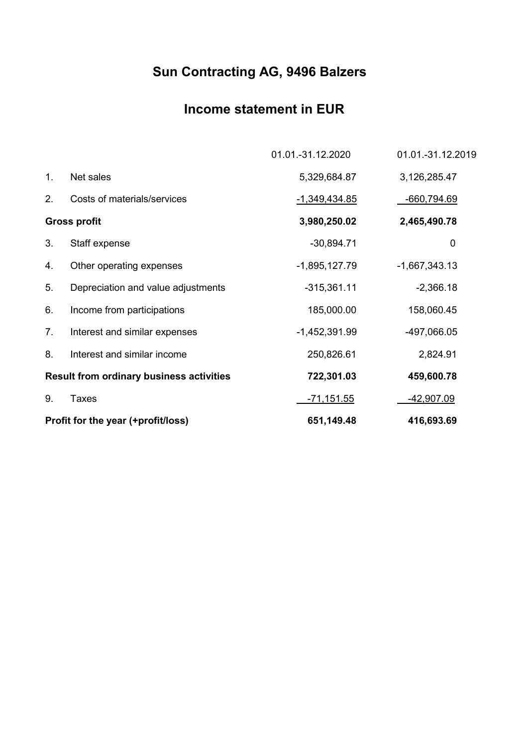# Sun Contracting AG, 9496 Balzers

## Income statement in EUR

| | | 01.01.-31.12.2020 | 01.01.-31.12.2019 |
|---|---|---|---|
| 1. | Net sales | 5,329,684.87 | 3,126,285.47 |
| 2. | Costs of materials/services | -1,349,434.85 | -660,794.69 |
| **Gross profit** | | **3,980,250.02** | **2,465,490.78** |
| 3. | Staff expense | -30,894.71 | 0 |
| 4. | Other operating expenses | -1,895,127.79 | -1,667,343.13 |
| 5. | Depreciation and value adjustments | -315,361.11 | -2,366.18 |
| 6. | Income from participations | 185,000.00 | 158,060.45 |
| 7. | Interest and similar expenses | -1,452,391.99 | -497,066.05 |
| 8. | Interest and similar income | 250,826.61 | 2,824.91 |
| **Result from ordinary business activities** | | **722,301.03** | **459,600.78** |
| 9. | Taxes | -71,151.55 | -42,907.09 |
| **Profit for the year (+profit/loss)** | | **651,149.48** | **416,693.69** |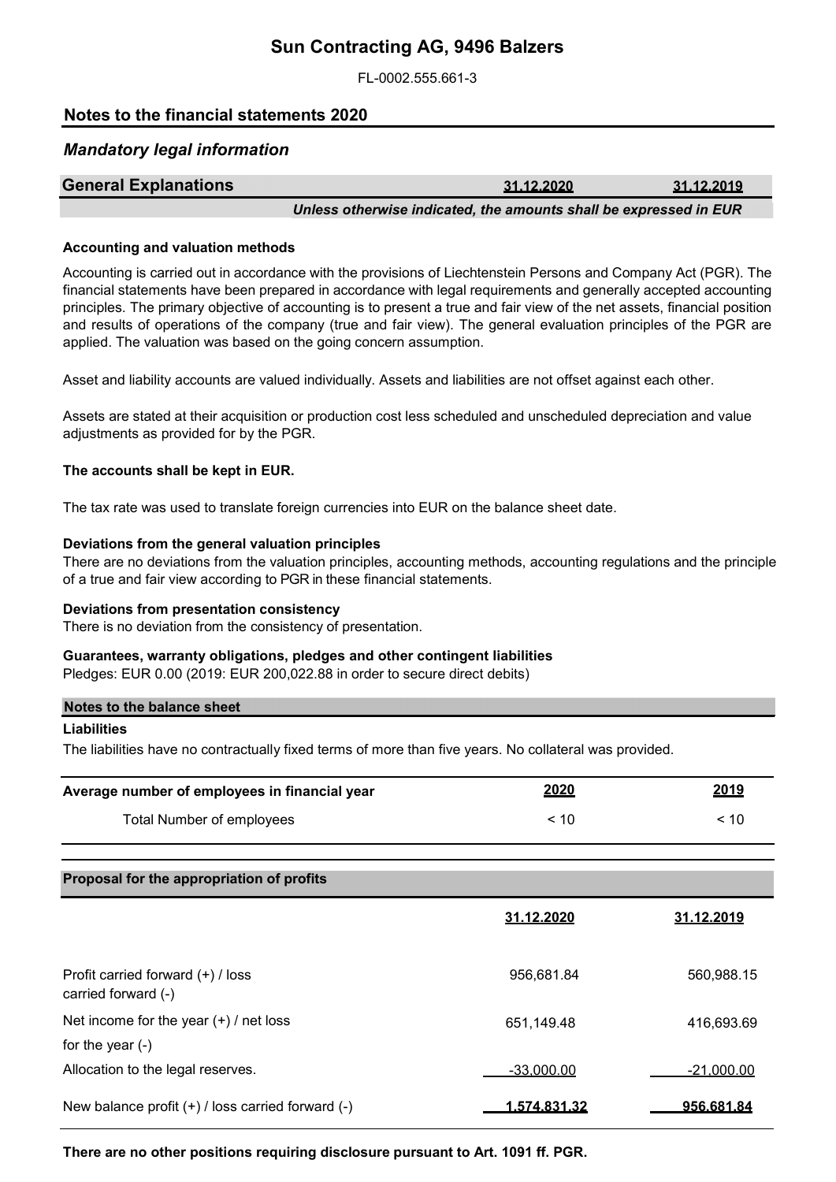# Sun Contracting AG, 9496 Balzers

FL-0002.555.661-3

## Notes to the financial statements 2020

### *Mandatory legal information*

| General Explanations | 31.12.2020 | 31.12.2019 |
|---|---|---|
| | *Unless otherwise indicated, the amounts shall be expressed in EUR* | |

**Accounting and valuation methods**

Accounting is carried out in accordance with the provisions of Liechtenstein Persons and Company Act (PGR). The financial statements have been prepared in accordance with legal requirements and generally accepted accounting principles. The primary objective of accounting is to present a true and fair view of the net assets, financial position and results of operations of the company (true and fair view). The general evaluation principles of the PGR are applied. The valuation was based on the going concern assumption.

Asset and liability accounts are valued individually. Assets and liabilities are not offset against each other.

Assets are stated at their acquisition or production cost less scheduled and unscheduled depreciation and value adjustments as provided for by the PGR.

**The accounts shall be kept in EUR.**

The tax rate was used to translate foreign currencies into EUR on the balance sheet date.

**Deviations from the general valuation principles**

There are no deviations from the valuation principles, accounting methods, accounting regulations and the principle of a true and fair view according to PGR in these financial statements.

**Deviations from presentation consistency**

There is no deviation from the consistency of presentation.

**Guarantees, warranty obligations, pledges and other contingent liabilities**

Pledges: EUR 0.00 (2019: EUR 200,022.88 in order to secure direct debits)

**Notes to the balance sheet**

**Liabilities**

The liabilities have no contractually fixed terms of more than five years. No collateral was provided.

| Average number of employees in financial year | 2020 | 2019 |
|---|---|---|
| Total Number of employees | < 10 | < 10 |

**Proposal for the appropriation of profits**

| | 31.12.2020 | 31.12.2019 |
|---|---|---|
| Profit carried forward (+) / loss carried forward (-) | 956,681.84 | 560,988.15 |
| Net income for the year (+) / net loss for the year (-) | 651,149.48 | 416,693.69 |
| Allocation to the legal reserves. | -33,000.00 | -21,000.00 |
| New balance profit (+) / loss carried forward (-) | **1,574,831.32** | **956,681.84** |

**There are no other positions requiring disclosure pursuant to Art. 1091 ff. PGR.**